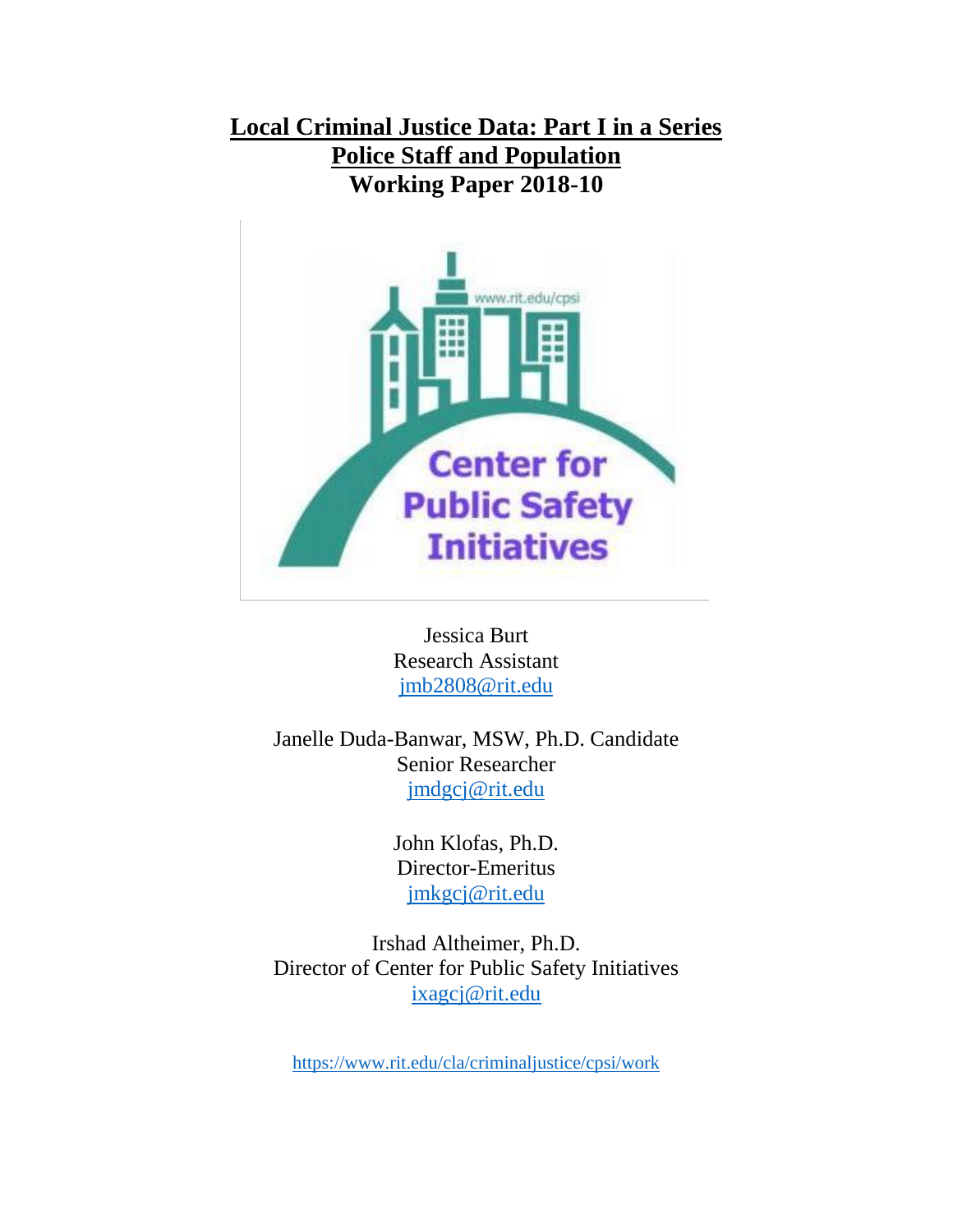# Local Criminal Justice Data: Part I in a Series
# Police Staff and Population
# Working Paper 2018-10

Jessica Burt
Research Assistant
jmb2808@rit.edu

Janelle Duda-Banwar, MSW, Ph.D. Candidate
Senior Researcher
jmdgcj@rit.edu

John Klofas, Ph.D.
Director-Emeritus
jmkgcj@rit.edu

Irshad Altheimer, Ph.D.
Director of Center for Public Safety Initiatives
ixagcj@rit.edu

https://www.rit.edu/cla/criminaljustice/cpsi/work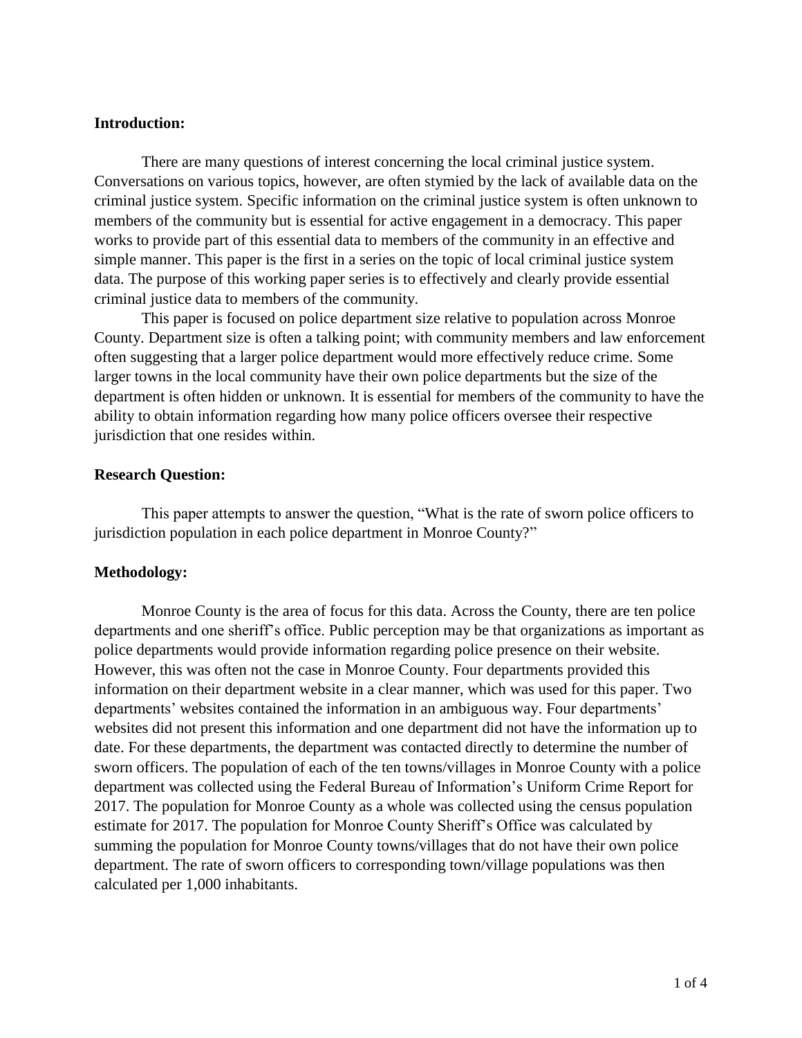**Introduction:**

There are many questions of interest concerning the local criminal justice system. Conversations on various topics, however, are often stymied by the lack of available data on the criminal justice system. Specific information on the criminal justice system is often unknown to members of the community but is essential for active engagement in a democracy. This paper works to provide part of this essential data to members of the community in an effective and simple manner. This paper is the first in a series on the topic of local criminal justice system data. The purpose of this working paper series is to effectively and clearly provide essential criminal justice data to members of the community.

This paper is focused on police department size relative to population across Monroe County. Department size is often a talking point; with community members and law enforcement often suggesting that a larger police department would more effectively reduce crime. Some larger towns in the local community have their own police departments but the size of the department is often hidden or unknown. It is essential for members of the community to have the ability to obtain information regarding how many police officers oversee their respective jurisdiction that one resides within.

**Research Question:**

This paper attempts to answer the question, "What is the rate of sworn police officers to jurisdiction population in each police department in Monroe County?"

**Methodology:**

Monroe County is the area of focus for this data. Across the County, there are ten police departments and one sheriff's office. Public perception may be that organizations as important as police departments would provide information regarding police presence on their website. However, this was often not the case in Monroe County. Four departments provided this information on their department website in a clear manner, which was used for this paper. Two departments' websites contained the information in an ambiguous way. Four departments' websites did not present this information and one department did not have the information up to date. For these departments, the department was contacted directly to determine the number of sworn officers. The population of each of the ten towns/villages in Monroe County with a police department was collected using the Federal Bureau of Information's Uniform Crime Report for 2017. The population for Monroe County as a whole was collected using the census population estimate for 2017. The population for Monroe County Sheriff's Office was calculated by summing the population for Monroe County towns/villages that do not have their own police department. The rate of sworn officers to corresponding town/village populations was then calculated per 1,000 inhabitants.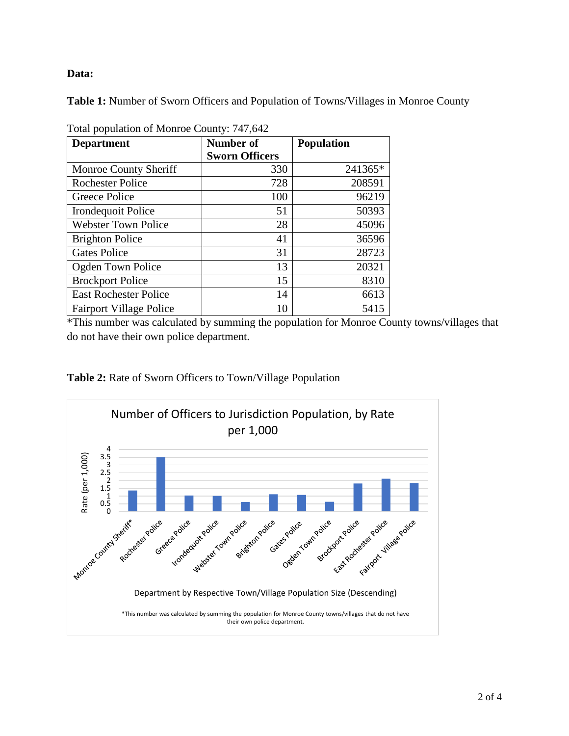**Data:**

**Table 1:** Number of Sworn Officers and Population of Towns/Villages in Monroe County

Total population of Monroe County: 747,642

| Department | Number of Sworn Officers | Population |
|---|---|---|
| Monroe County Sheriff | 330 | 241365* |
| Rochester Police | 728 | 208591 |
| Greece Police | 100 | 96219 |
| Irondequoit Police | 51 | 50393 |
| Webster Town Police | 28 | 45096 |
| Brighton Police | 41 | 36596 |
| Gates Police | 31 | 28723 |
| Ogden Town Police | 13 | 20321 |
| Brockport Police | 15 | 8310 |
| East Rochester Police | 14 | 6613 |
| Fairport Village Police | 10 | 5415 |

*This number was calculated by summing the population for Monroe County towns/villages that do not have their own police department.

**Table 2:** Rate of Sworn Officers to Town/Village Population

Number of Officers to Jurisdiction Population, by Rate per 1,000

Rate (per 1,000)

Department by Respective Town/Village Population Size (Descending)

| Department | Rate (per 1,000) |
|---|---|
| Monroe County Sheriff* | |
| Rochester Police | |
| Greece Police | |
| Irondequoit Police | |
| Webster Town Police | |
| Brighton Police | |
| Gates Police | |
| Ogden Town Police | |
| Brockport Police | |
| East Rochester Police | |
| Fairport Village Police | |

*This number was calculated by summing the population for Monroe County towns/villages that do not have their own police department.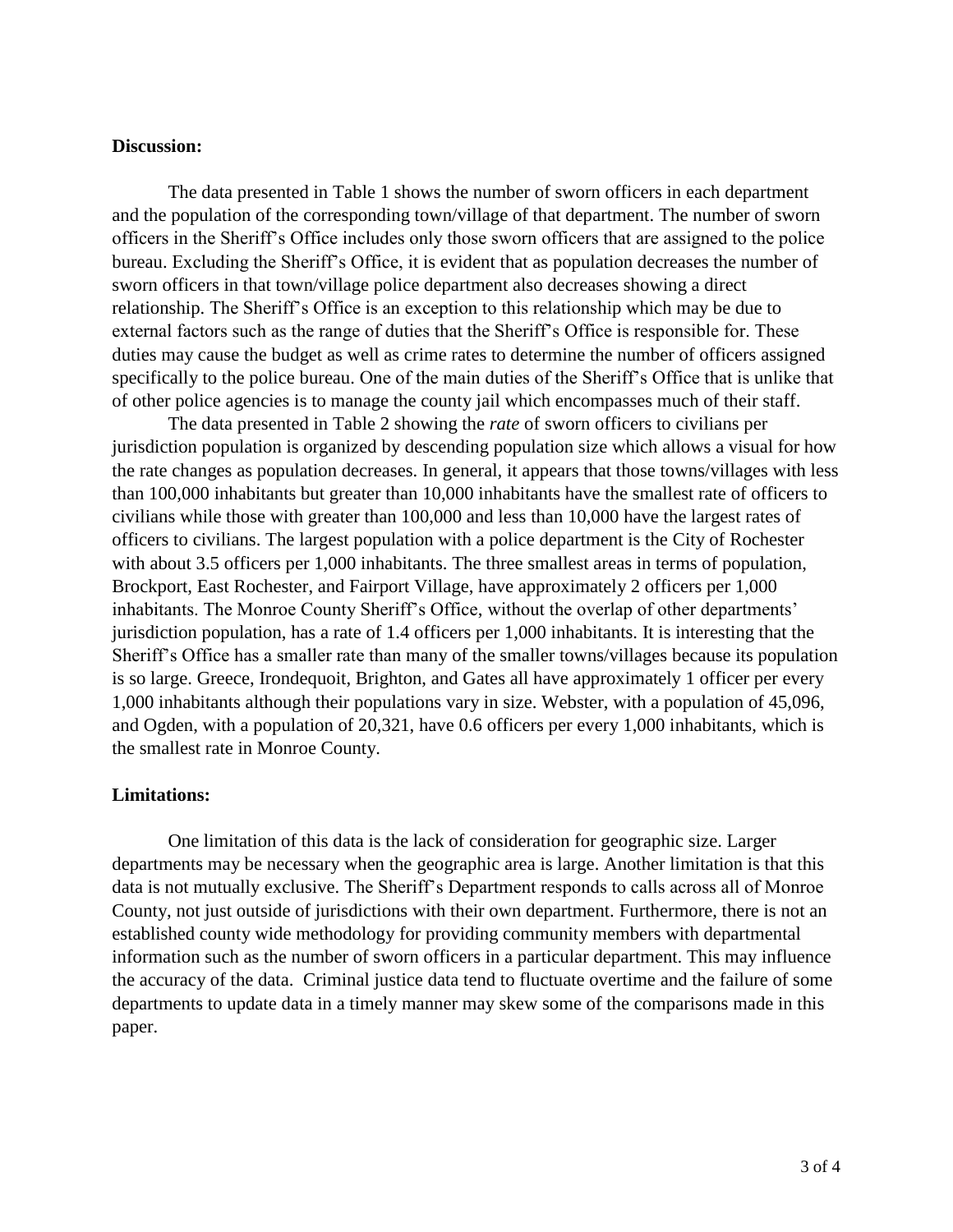**Discussion:**

The data presented in Table 1 shows the number of sworn officers in each department and the population of the corresponding town/village of that department. The number of sworn officers in the Sheriff's Office includes only those sworn officers that are assigned to the police bureau. Excluding the Sheriff's Office, it is evident that as population decreases the number of sworn officers in that town/village police department also decreases showing a direct relationship. The Sheriff's Office is an exception to this relationship which may be due to external factors such as the range of duties that the Sheriff's Office is responsible for. These duties may cause the budget as well as crime rates to determine the number of officers assigned specifically to the police bureau. One of the main duties of the Sheriff's Office that is unlike that of other police agencies is to manage the county jail which encompasses much of their staff.

The data presented in Table 2 showing the *rate* of sworn officers to civilians per jurisdiction population is organized by descending population size which allows a visual for how the rate changes as population decreases. In general, it appears that those towns/villages with less than 100,000 inhabitants but greater than 10,000 inhabitants have the smallest rate of officers to civilians while those with greater than 100,000 and less than 10,000 have the largest rates of officers to civilians. The largest population with a police department is the City of Rochester with about 3.5 officers per 1,000 inhabitants. The three smallest areas in terms of population, Brockport, East Rochester, and Fairport Village, have approximately 2 officers per 1,000 inhabitants. The Monroe County Sheriff's Office, without the overlap of other departments' jurisdiction population, has a rate of 1.4 officers per 1,000 inhabitants. It is interesting that the Sheriff's Office has a smaller rate than many of the smaller towns/villages because its population is so large. Greece, Irondequoit, Brighton, and Gates all have approximately 1 officer per every 1,000 inhabitants although their populations vary in size. Webster, with a population of 45,096, and Ogden, with a population of 20,321, have 0.6 officers per every 1,000 inhabitants, which is the smallest rate in Monroe County.

**Limitations:**

One limitation of this data is the lack of consideration for geographic size. Larger departments may be necessary when the geographic area is large. Another limitation is that this data is not mutually exclusive. The Sheriff's Department responds to calls across all of Monroe County, not just outside of jurisdictions with their own department. Furthermore, there is not an established county wide methodology for providing community members with departmental information such as the number of sworn officers in a particular department. This may influence the accuracy of the data. Criminal justice data tend to fluctuate overtime and the failure of some departments to update data in a timely manner may skew some of the comparisons made in this paper.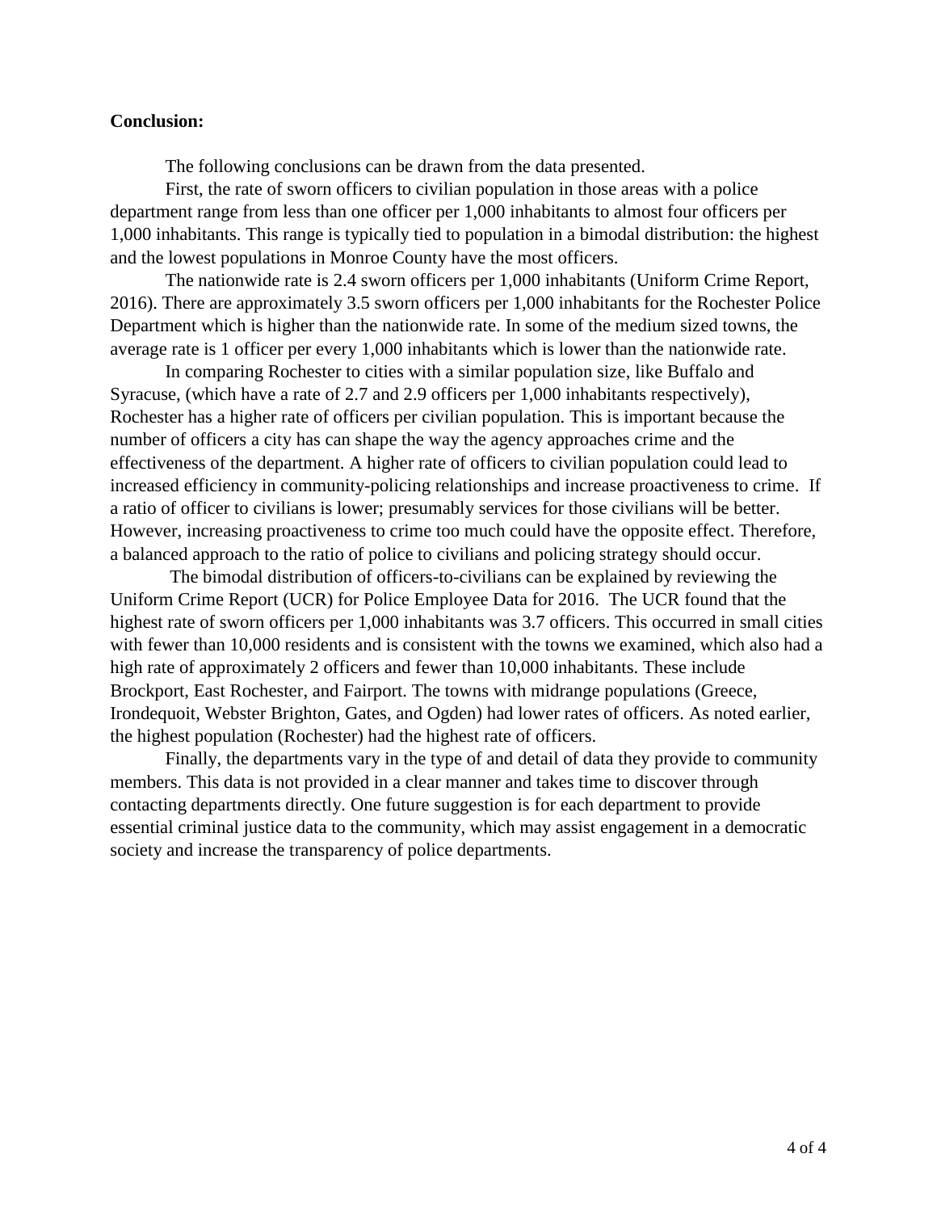**Conclusion:**

The following conclusions can be drawn from the data presented.

First, the rate of sworn officers to civilian population in those areas with a police department range from less than one officer per 1,000 inhabitants to almost four officers per 1,000 inhabitants. This range is typically tied to population in a bimodal distribution: the highest and the lowest populations in Monroe County have the most officers.

The nationwide rate is 2.4 sworn officers per 1,000 inhabitants (Uniform Crime Report, 2016). There are approximately 3.5 sworn officers per 1,000 inhabitants for the Rochester Police Department which is higher than the nationwide rate. In some of the medium sized towns, the average rate is 1 officer per every 1,000 inhabitants which is lower than the nationwide rate.

In comparing Rochester to cities with a similar population size, like Buffalo and Syracuse, (which have a rate of 2.7 and 2.9 officers per 1,000 inhabitants respectively), Rochester has a higher rate of officers per civilian population. This is important because the number of officers a city has can shape the way the agency approaches crime and the effectiveness of the department. A higher rate of officers to civilian population could lead to increased efficiency in community-policing relationships and increase proactiveness to crime. If a ratio of officer to civilians is lower; presumably services for those civilians will be better. However, increasing proactiveness to crime too much could have the opposite effect. Therefore, a balanced approach to the ratio of police to civilians and policing strategy should occur.

The bimodal distribution of officers-to-civilians can be explained by reviewing the Uniform Crime Report (UCR) for Police Employee Data for 2016. The UCR found that the highest rate of sworn officers per 1,000 inhabitants was 3.7 officers. This occurred in small cities with fewer than 10,000 residents and is consistent with the towns we examined, which also had a high rate of approximately 2 officers and fewer than 10,000 inhabitants. These include Brockport, East Rochester, and Fairport. The towns with midrange populations (Greece, Irondequoit, Webster Brighton, Gates, and Ogden) had lower rates of officers. As noted earlier, the highest population (Rochester) had the highest rate of officers.

Finally, the departments vary in the type of and detail of data they provide to community members. This data is not provided in a clear manner and takes time to discover through contacting departments directly. One future suggestion is for each department to provide essential criminal justice data to the community, which may assist engagement in a democratic society and increase the transparency of police departments.